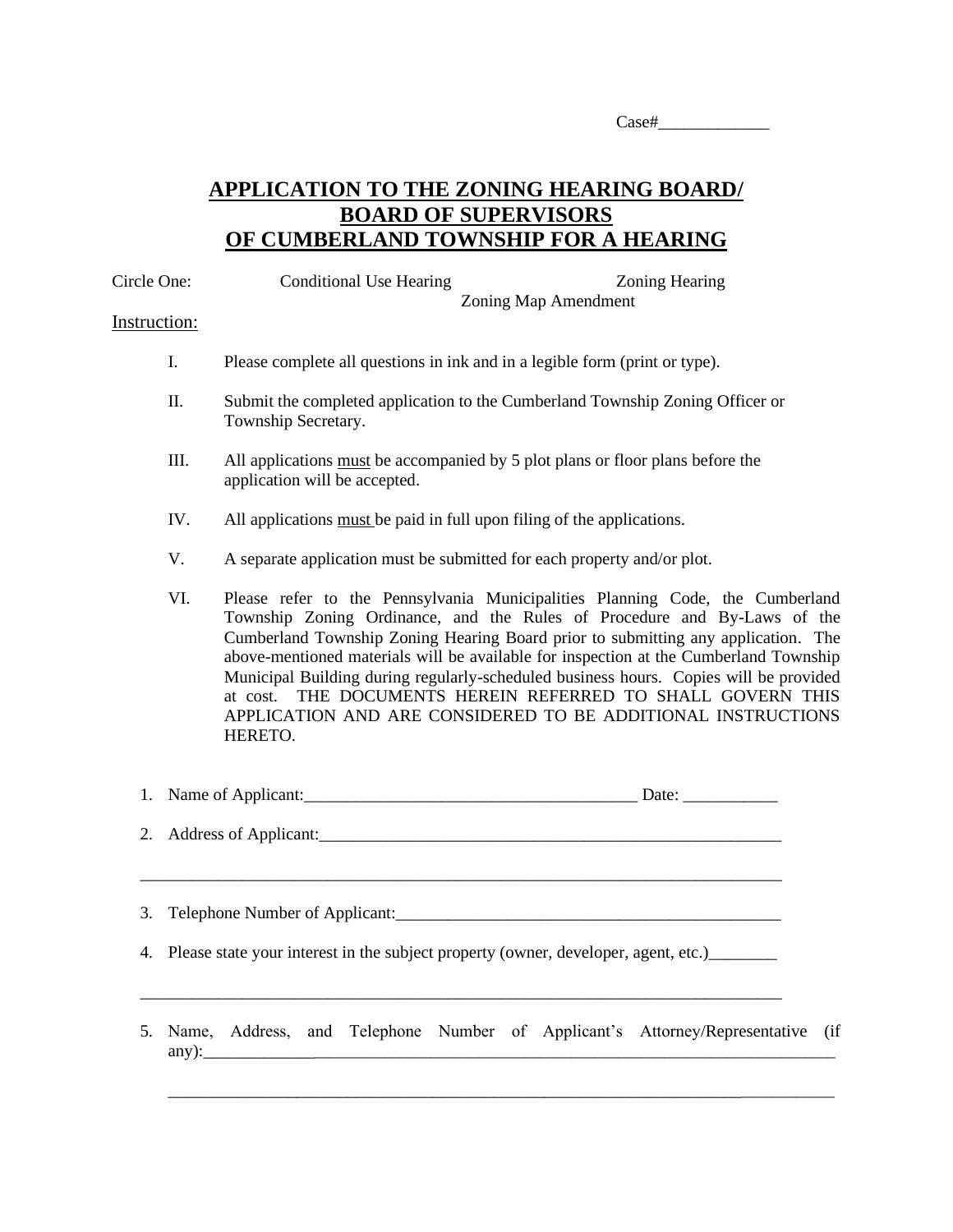Case#_____________

# APPLICATION TO THE ZONING HEARING BOARD/ BOARD OF SUPERVISORS OF CUMBERLAND TOWNSHIP FOR A HEARING

Circle One: Conditional Use Hearing Zoning Hearing Zoning Map Amendment

Instruction:

I. Please complete all questions in ink and in a legible form (print or type).

II. Submit the completed application to the Cumberland Township Zoning Officer or Township Secretary.

III. All applications must be accompanied by 5 plot plans or floor plans before the application will be accepted.

IV. All applications must be paid in full upon filing of the applications.

V. A separate application must be submitted for each property and/or plot.

VI. Please refer to the Pennsylvania Municipalities Planning Code, the Cumberland Township Zoning Ordinance, and the Rules of Procedure and By-Laws of the Cumberland Township Zoning Hearing Board prior to submitting any application. The above-mentioned materials will be available for inspection at the Cumberland Township Municipal Building during regularly-scheduled business hours. Copies will be provided at cost. THE DOCUMENTS HEREIN REFERRED TO SHALL GOVERN THIS APPLICATION AND ARE CONSIDERED TO BE ADDITIONAL INSTRUCTIONS HERETO.

1. Name of Applicant:_______________________________________ Date: ___________

2. Address of Applicant:________________________________________________________

_____________________________________________________________________________

3. Telephone Number of Applicant:_______________________________________________

4. Please state your interest in the subject property (owner, developer, agent, etc.)________

_____________________________________________________________________________

5. Name, Address, and Telephone Number of Applicant's Attorney/Representative (if any):_____________________________________________________________________

_____________________________________________________________________________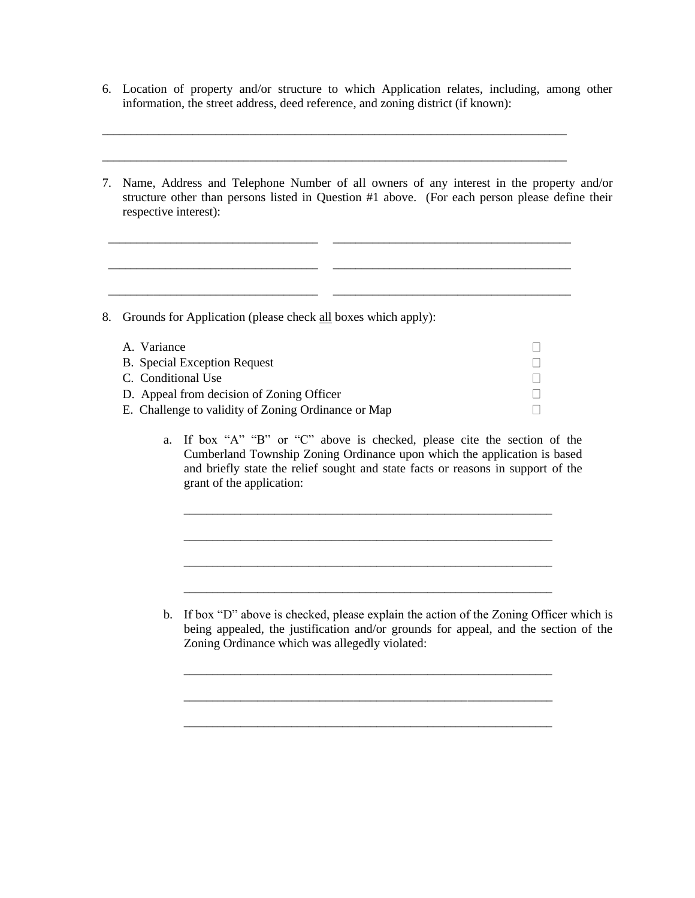6. Location of property and/or structure to which Application relates, including, among other information, the street address, deed reference, and zoning district (if known):

_______________________________________________________________________________

_______________________________________________________________________________

7. Name, Address and Telephone Number of all owners of any interest in the property and/or structure other than persons listed in Question #1 above. (For each person please define their respective interest):

___________________________________ ________________________________________

___________________________________ ________________________________________

___________________________________ ________________________________________

8. Grounds for Application (please check <u>all</u> boxes which apply):

   A. Variance ☐
   B. Special Exception Request ☐
   C. Conditional Use ☐
   D. Appeal from decision of Zoning Officer ☐
   E. Challenge to validity of Zoning Ordinance or Map ☐

   a. If box "A" "B" or "C" above is checked, please cite the section of the Cumberland Township Zoning Ordinance upon which the application is based and briefly state the relief sought and state facts or reasons in support of the grant of the application:

   ______________________________________________________________

   ______________________________________________________________

   ______________________________________________________________

   ______________________________________________________________

   b. If box "D" above is checked, please explain the action of the Zoning Officer which is being appealed, the justification and/or grounds for appeal, and the section of the Zoning Ordinance which was allegedly violated:

   ______________________________________________________________

   ______________________________________________________________

   ______________________________________________________________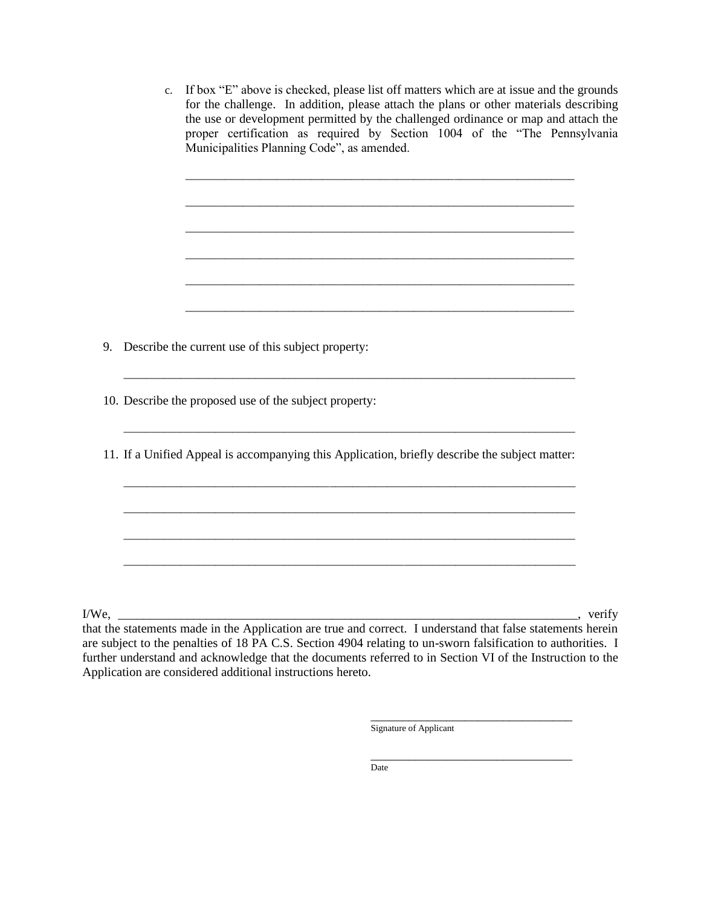c. If box "E" above is checked, please list off matters which are at issue and the grounds for the challenge. In addition, please attach the plans or other materials describing the use or development permitted by the challenged ordinance or map and attach the proper certification as required by Section 1004 of the "The Pennsylvania Municipalities Planning Code", as amended.

_______________________________________________________________

_______________________________________________________________

_______________________________________________________________

_______________________________________________________________

_______________________________________________________________

_______________________________________________________________

9. Describe the current use of this subject property:

___________________________________________________________________________

10. Describe the proposed use of the subject property:

___________________________________________________________________________

11. If a Unified Appeal is accompanying this Application, briefly describe the subject matter:

___________________________________________________________________________

___________________________________________________________________________

___________________________________________________________________________

___________________________________________________________________________

I/We, ________________________________________________________________________, verify that the statements made in the Application are true and correct. I understand that false statements herein are subject to the penalties of 18 PA C.S. Section 4904 relating to un-sworn falsification to authorities. I further understand and acknowledge that the documents referred to in Section VI of the Instruction to the Application are considered additional instructions hereto.

___________________________________
Signature of Applicant

___________________________________
Date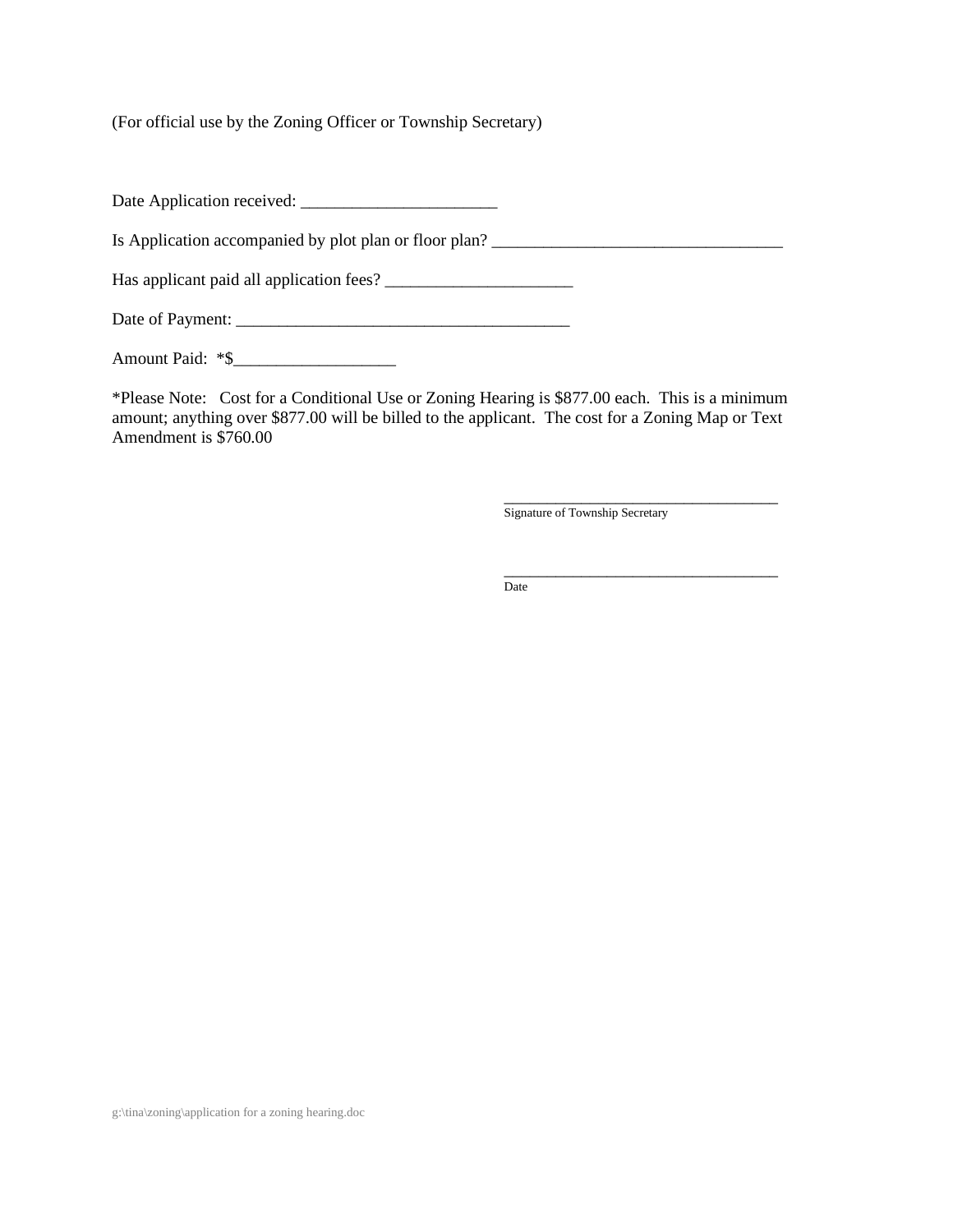(For official use by the Zoning Officer or Township Secretary)

Date Application received: _______________________

Is Application accompanied by plot plan or floor plan? __________________________________

Has applicant paid all application fees? ______________________

Date of Payment: _______________________________________

Amount Paid: *$__________________

*Please Note: Cost for a Conditional Use or Zoning Hearing is $877.00 each. This is a minimum amount; anything over $877.00 will be billed to the applicant. The cost for a Zoning Map or Text Amendment is $760.00

___________________________________
Signature of Township Secretary

___________________________________
Date

g:\tina\zoning\application for a zoning hearing.doc